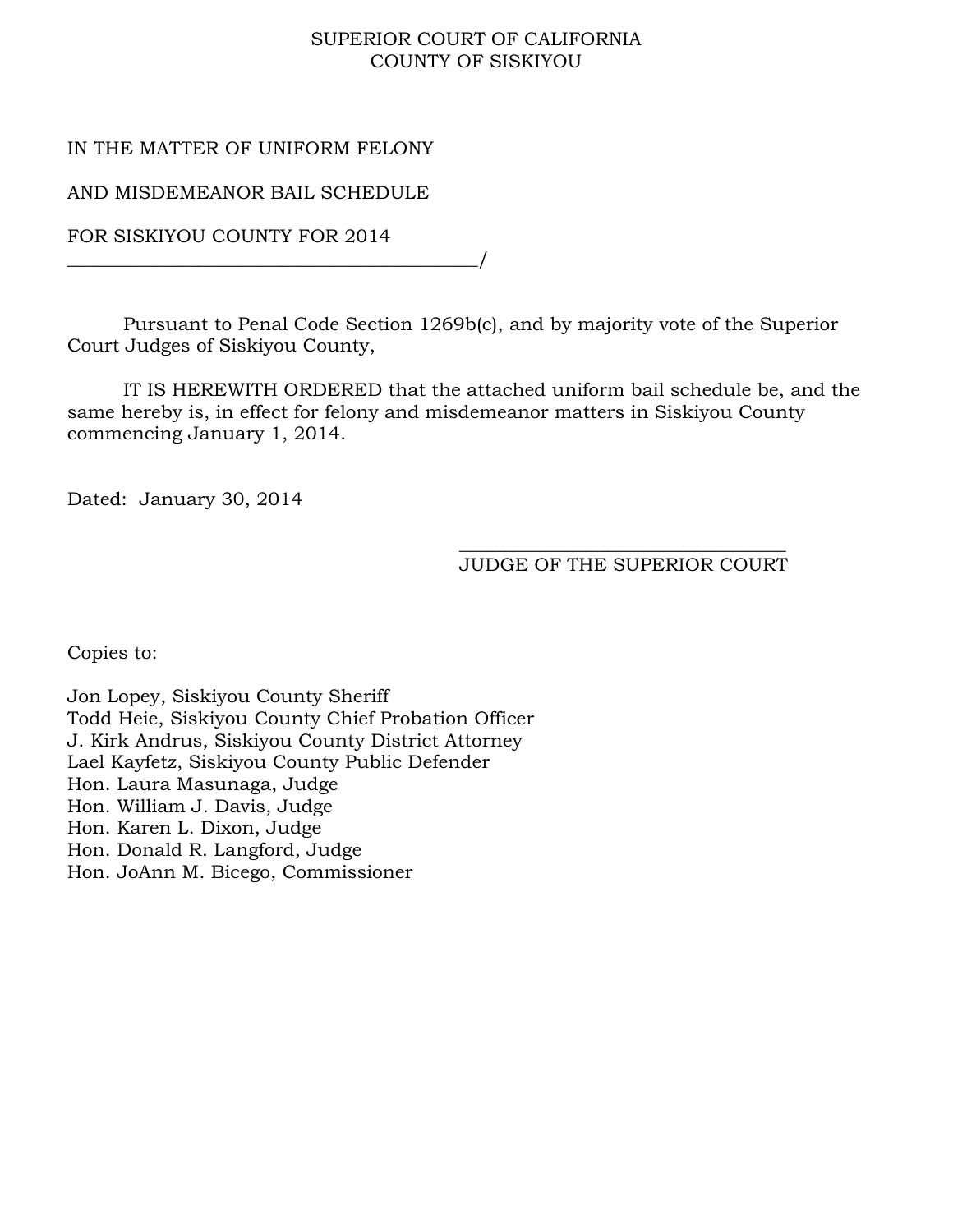SUPERIOR COURT OF CALIFORNIA
COUNTY OF SISKIYOU

IN THE MATTER OF UNIFORM FELONY

AND MISDEMEANOR BAIL SCHEDULE

FOR SISKIYOU COUNTY FOR 2014
____________________________________________/

Pursuant to Penal Code Section 1269b(c), and by majority vote of the Superior Court Judges of Siskiyou County,

IT IS HEREWITH ORDERED that the attached uniform bail schedule be, and the same hereby is, in effect for felony and misdemeanor matters in Siskiyou County commencing January 1, 2014.

Dated: January 30, 2014

__________________________________
JUDGE OF THE SUPERIOR COURT

Copies to:

Jon Lopey, Siskiyou County Sheriff
Todd Heie, Siskiyou County Chief Probation Officer
J. Kirk Andrus, Siskiyou County District Attorney
Lael Kayfetz, Siskiyou County Public Defender
Hon. Laura Masunaga, Judge
Hon. William J. Davis, Judge
Hon. Karen L. Dixon, Judge
Hon. Donald R. Langford, Judge
Hon. JoAnn M. Bicego, Commissioner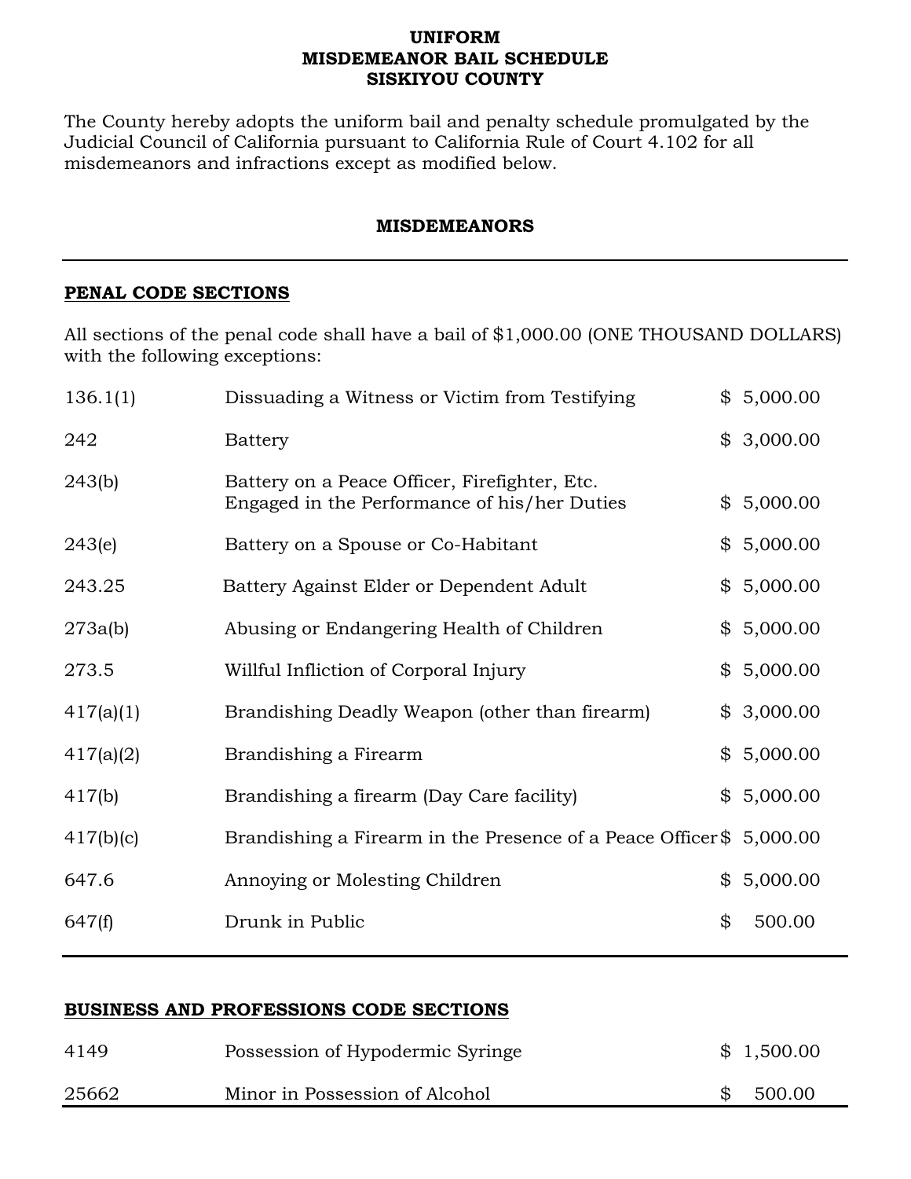**UNIFORM**
**MISDEMEANOR BAIL SCHEDULE**
**SISKIYOU COUNTY**

The County hereby adopts the uniform bail and penalty schedule promulgated by the Judicial Council of California pursuant to California Rule of Court 4.102 for all misdemeanors and infractions except as modified below.

## MISDEMEANORS

### PENAL CODE SECTIONS

All sections of the penal code shall have a bail of $1,000.00 (ONE THOUSAND DOLLARS) with the following exceptions:

| | | |
|---|---|---|
| 136.1(1) | Dissuading a Witness or Victim from Testifying | $ 5,000.00 |
| 242 | Battery | $ 3,000.00 |
| 243(b) | Battery on a Peace Officer, Firefighter, Etc. Engaged in the Performance of his/her Duties | $ 5,000.00 |
| 243(e) | Battery on a Spouse or Co-Habitant | $ 5,000.00 |
| 243.25 | Battery Against Elder or Dependent Adult | $ 5,000.00 |
| 273a(b) | Abusing or Endangering Health of Children | $ 5,000.00 |
| 273.5 | Willful Infliction of Corporal Injury | $ 5,000.00 |
| 417(a)(1) | Brandishing Deadly Weapon (other than firearm) | $ 3,000.00 |
| 417(a)(2) | Brandishing a Firearm | $ 5,000.00 |
| 417(b) | Brandishing a firearm (Day Care facility) | $ 5,000.00 |
| 417(b)(c) | Brandishing a Firearm in the Presence of a Peace Officer | $ 5,000.00 |
| 647.6 | Annoying or Molesting Children | $ 5,000.00 |
| 647(f) | Drunk in Public | $ 500.00 |

### BUSINESS AND PROFESSIONS CODE SECTIONS

| | | |
|---|---|---|
| 4149 | Possession of Hypodermic Syringe | $ 1,500.00 |
| 25662 | Minor in Possession of Alcohol | $ 500.00 |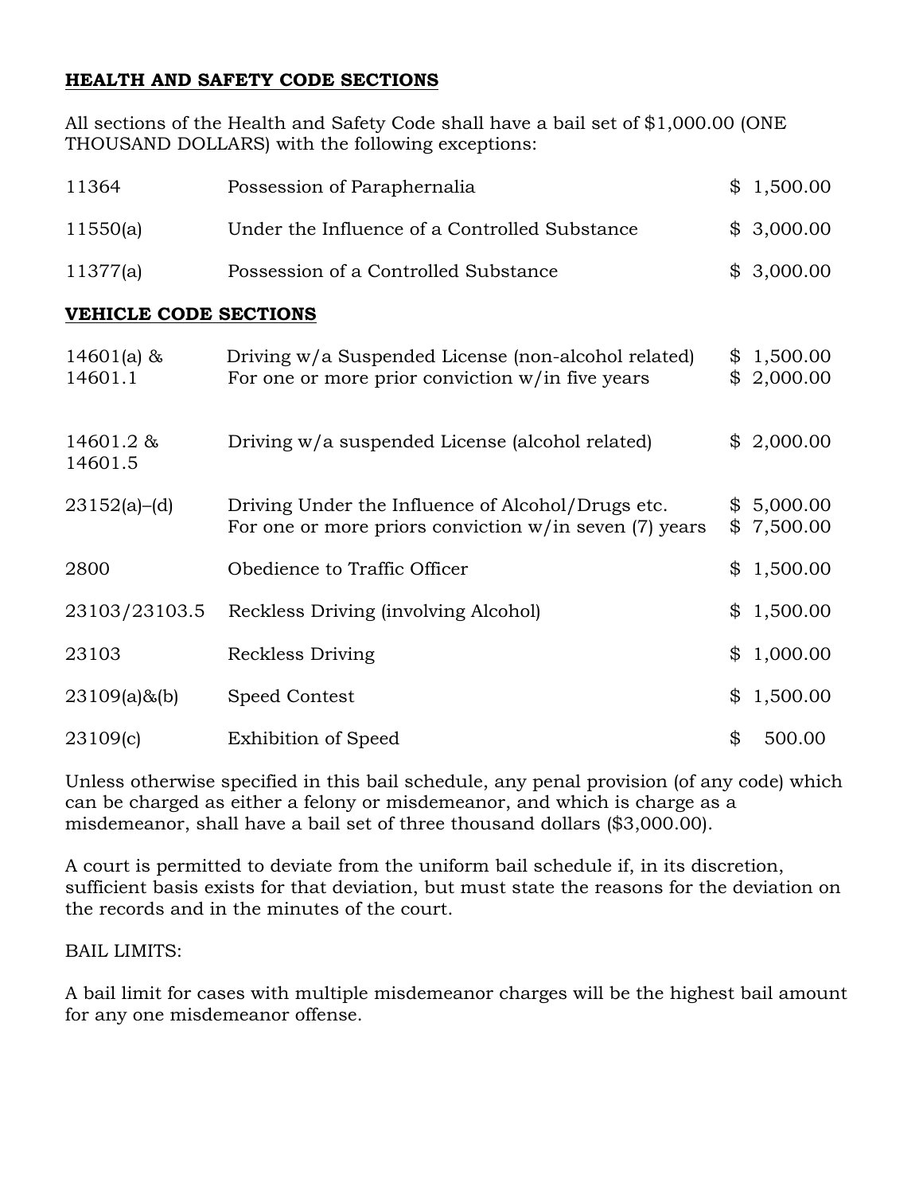**HEALTH AND SAFETY CODE SECTIONS**

All sections of the Health and Safety Code shall have a bail set of $1,000.00 (ONE THOUSAND DOLLARS) with the following exceptions:

| | | |
|---|---|---|
| 11364 | Possession of Paraphernalia | $ 1,500.00 |
| 11550(a) | Under the Influence of a Controlled Substance | $ 3,000.00 |
| 11377(a) | Possession of a Controlled Substance | $ 3,000.00 |

**VEHICLE CODE SECTIONS**

| | | |
|---|---|---|
| 14601(a) & 14601.1 | Driving w/a Suspended License (non-alcohol related)<br>For one or more prior conviction w/in five years | $ 1,500.00<br>$ 2,000.00 |
| 14601.2 & 14601.5 | Driving w/a suspended License (alcohol related) | $ 2,000.00 |
| 23152(a)–(d) | Driving Under the Influence of Alcohol/Drugs etc.<br>For one or more priors conviction w/in seven (7) years | $ 5,000.00<br>$ 7,500.00 |
| 2800 | Obedience to Traffic Officer | $ 1,500.00 |
| 23103/23103.5 | Reckless Driving (involving Alcohol) | $ 1,500.00 |
| 23103 | Reckless Driving | $ 1,000.00 |
| 23109(a)&(b) | Speed Contest | $ 1,500.00 |
| 23109(c) | Exhibition of Speed | $ 500.00 |

Unless otherwise specified in this bail schedule, any penal provision (of any code) which can be charged as either a felony or misdemeanor, and which is charge as a misdemeanor, shall have a bail set of three thousand dollars ($3,000.00).

A court is permitted to deviate from the uniform bail schedule if, in its discretion, sufficient basis exists for that deviation, but must state the reasons for the deviation on the records and in the minutes of the court.

BAIL LIMITS:

A bail limit for cases with multiple misdemeanor charges will be the highest bail amount for any one misdemeanor offense.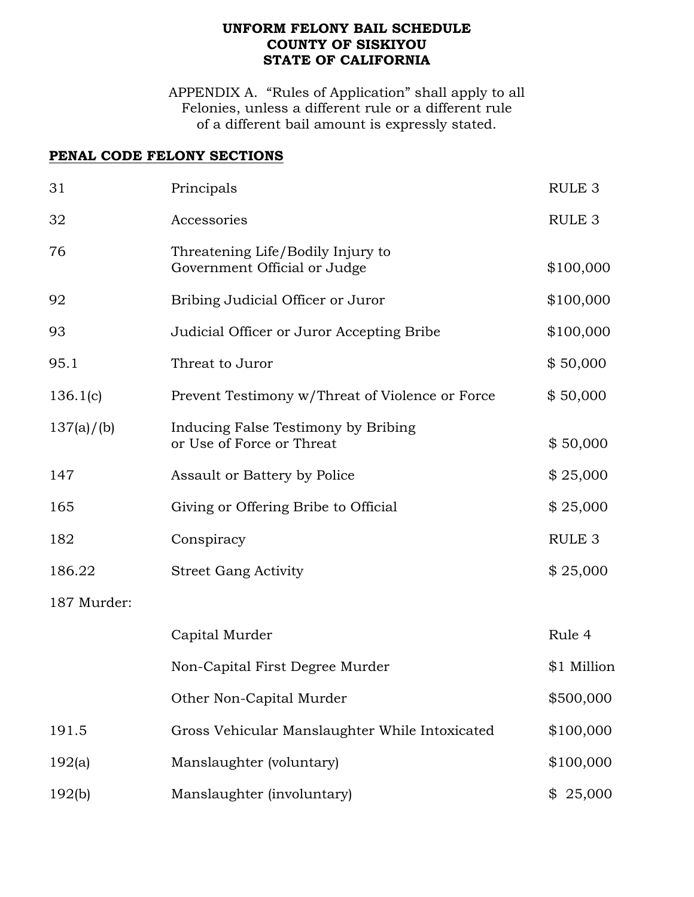**UNFORM FELONY BAIL SCHEDULE**
**COUNTY OF SISKIYOU**
**STATE OF CALIFORNIA**

APPENDIX A. "Rules of Application" shall apply to all Felonies, unless a different rule or a different rule of a different bail amount is expressly stated.

**PENAL CODE FELONY SECTIONS**

| | | |
|---|---|---|
| 31 | Principals | RULE 3 |
| 32 | Accessories | RULE 3 |
| 76 | Threatening Life/Bodily Injury to Government Official or Judge | $100,000 |
| 92 | Bribing Judicial Officer or Juror | $100,000 |
| 93 | Judicial Officer or Juror Accepting Bribe | $100,000 |
| 95.1 | Threat to Juror | $ 50,000 |
| 136.1(c) | Prevent Testimony w/Threat of Violence or Force | $ 50,000 |
| 137(a)/(b) | Inducing False Testimony by Bribing or Use of Force or Threat | $ 50,000 |
| 147 | Assault or Battery by Police | $ 25,000 |
| 165 | Giving or Offering Bribe to Official | $ 25,000 |
| 182 | Conspiracy | RULE 3 |
| 186.22 | Street Gang Activity | $ 25,000 |
| 187 Murder: | | |
| | Capital Murder | Rule 4 |
| | Non-Capital First Degree Murder | $1 Million |
| | Other Non-Capital Murder | $500,000 |
| 191.5 | Gross Vehicular Manslaughter While Intoxicated | $100,000 |
| 192(a) | Manslaughter (voluntary) | $100,000 |
| 192(b) | Manslaughter (involuntary) | $ 25,000 |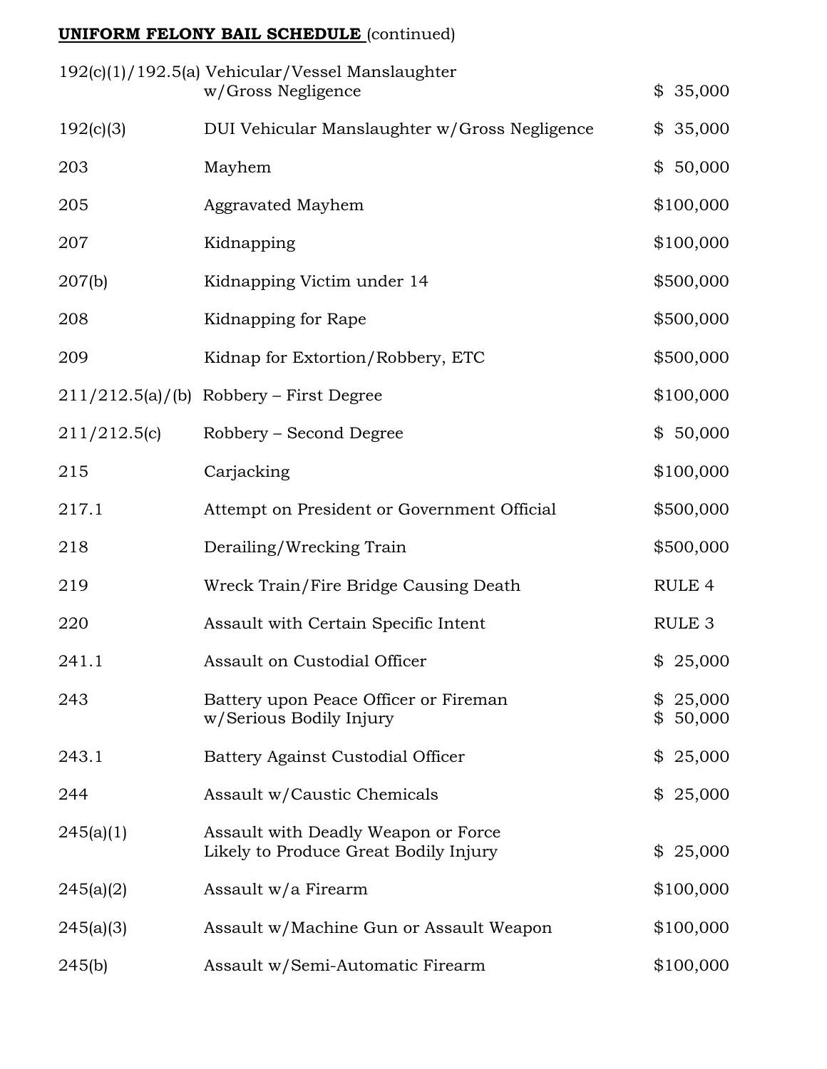**UNIFORM FELONY BAIL SCHEDULE** (continued)

| | | |
|---|---|---|
| 192(c)(1)/192.5(a) | Vehicular/Vessel Manslaughter w/Gross Negligence | $ 35,000 |
| 192(c)(3) | DUI Vehicular Manslaughter w/Gross Negligence | $ 35,000 |
| 203 | Mayhem | $ 50,000 |
| 205 | Aggravated Mayhem | $100,000 |
| 207 | Kidnapping | $100,000 |
| 207(b) | Kidnapping Victim under 14 | $500,000 |
| 208 | Kidnapping for Rape | $500,000 |
| 209 | Kidnap for Extortion/Robbery, ETC | $500,000 |
| 211/212.5(a)/(b) | Robbery – First Degree | $100,000 |
| 211/212.5(c) | Robbery – Second Degree | $ 50,000 |
| 215 | Carjacking | $100,000 |
| 217.1 | Attempt on President or Government Official | $500,000 |
| 218 | Derailing/Wrecking Train | $500,000 |
| 219 | Wreck Train/Fire Bridge Causing Death | RULE 4 |
| 220 | Assault with Certain Specific Intent | RULE 3 |
| 241.1 | Assault on Custodial Officer | $ 25,000 |
| 243 | Battery upon Peace Officer or Fireman | $ 25,000 |
| | w/Serious Bodily Injury | $ 50,000 |
| 243.1 | Battery Against Custodial Officer | $ 25,000 |
| 244 | Assault w/Caustic Chemicals | $ 25,000 |
| 245(a)(1) | Assault with Deadly Weapon or Force Likely to Produce Great Bodily Injury | $ 25,000 |
| 245(a)(2) | Assault w/a Firearm | $100,000 |
| 245(a)(3) | Assault w/Machine Gun or Assault Weapon | $100,000 |
| 245(b) | Assault w/Semi-Automatic Firearm | $100,000 |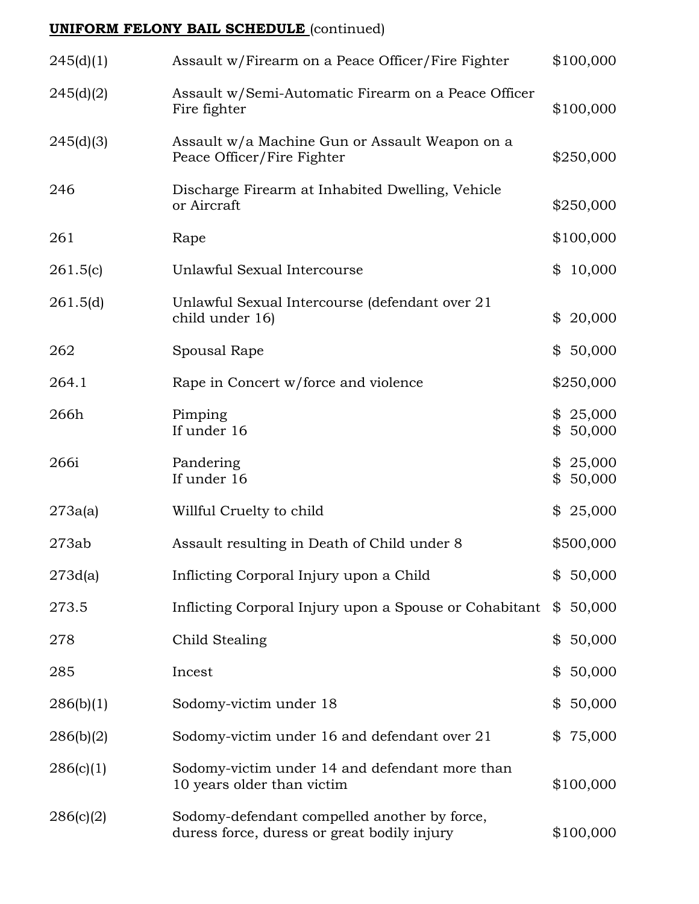**UNIFORM FELONY BAIL SCHEDULE** (continued)

| | | |
|---|---|---|
| 245(d)(1) | Assault w/Firearm on a Peace Officer/Fire Fighter | $100,000 |
| 245(d)(2) | Assault w/Semi-Automatic Firearm on a Peace Officer Fire fighter | $100,000 |
| 245(d)(3) | Assault w/a Machine Gun or Assault Weapon on a Peace Officer/Fire Fighter | $250,000 |
| 246 | Discharge Firearm at Inhabited Dwelling, Vehicle or Aircraft | $250,000 |
| 261 | Rape | $100,000 |
| 261.5(c) | Unlawful Sexual Intercourse | $ 10,000 |
| 261.5(d) | Unlawful Sexual Intercourse (defendant over 21 child under 16) | $ 20,000 |
| 262 | Spousal Rape | $ 50,000 |
| 264.1 | Rape in Concert w/force and violence | $250,000 |
| 266h | Pimping<br>If under 16 | $ 25,000<br>$ 50,000 |
| 266i | Pandering<br>If under 16 | $ 25,000<br>$ 50,000 |
| 273a(a) | Willful Cruelty to child | $ 25,000 |
| 273ab | Assault resulting in Death of Child under 8 | $500,000 |
| 273d(a) | Inflicting Corporal Injury upon a Child | $ 50,000 |
| 273.5 | Inflicting Corporal Injury upon a Spouse or Cohabitant | $ 50,000 |
| 278 | Child Stealing | $ 50,000 |
| 285 | Incest | $ 50,000 |
| 286(b)(1) | Sodomy-victim under 18 | $ 50,000 |
| 286(b)(2) | Sodomy-victim under 16 and defendant over 21 | $ 75,000 |
| 286(c)(1) | Sodomy-victim under 14 and defendant more than 10 years older than victim | $100,000 |
| 286(c)(2) | Sodomy-defendant compelled another by force, duress force, duress or great bodily injury | $100,000 |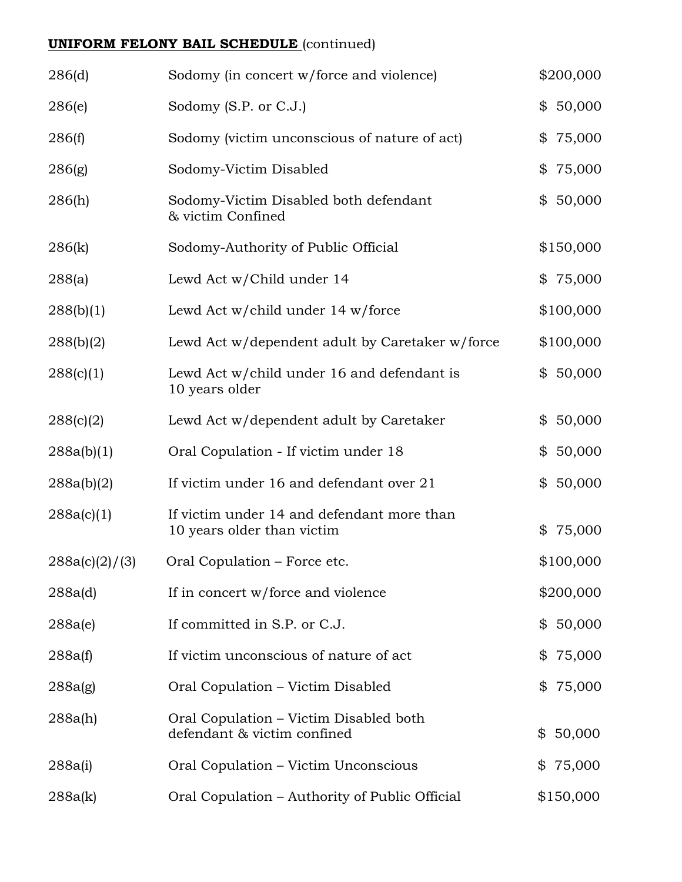**UNIFORM FELONY BAIL SCHEDULE** (continued)

| | | |
|---|---|---|
| 286(d) | Sodomy (in concert w/force and violence) | $200,000 |
| 286(e) | Sodomy (S.P. or C.J.) | $ 50,000 |
| 286(f) | Sodomy (victim unconscious of nature of act) | $ 75,000 |
| 286(g) | Sodomy-Victim Disabled | $ 75,000 |
| 286(h) | Sodomy-Victim Disabled both defendant & victim Confined | $ 50,000 |
| 286(k) | Sodomy-Authority of Public Official | $150,000 |
| 288(a) | Lewd Act w/Child under 14 | $ 75,000 |
| 288(b)(1) | Lewd Act w/child under 14 w/force | $100,000 |
| 288(b)(2) | Lewd Act w/dependent adult by Caretaker w/force | $100,000 |
| 288(c)(1) | Lewd Act w/child under 16 and defendant is 10 years older | $ 50,000 |
| 288(c)(2) | Lewd Act w/dependent adult by Caretaker | $ 50,000 |
| 288a(b)(1) | Oral Copulation - If victim under 18 | $ 50,000 |
| 288a(b)(2) | If victim under 16 and defendant over 21 | $ 50,000 |
| 288a(c)(1) | If victim under 14 and defendant more than 10 years older than victim | $ 75,000 |
| 288a(c)(2)/(3) | Oral Copulation – Force etc. | $100,000 |
| 288a(d) | If in concert w/force and violence | $200,000 |
| 288a(e) | If committed in S.P. or C.J. | $ 50,000 |
| 288a(f) | If victim unconscious of nature of act | $ 75,000 |
| 288a(g) | Oral Copulation – Victim Disabled | $ 75,000 |
| 288a(h) | Oral Copulation – Victim Disabled both defendant & victim confined | $ 50,000 |
| 288a(i) | Oral Copulation – Victim Unconscious | $ 75,000 |
| 288a(k) | Oral Copulation – Authority of Public Official | $150,000 |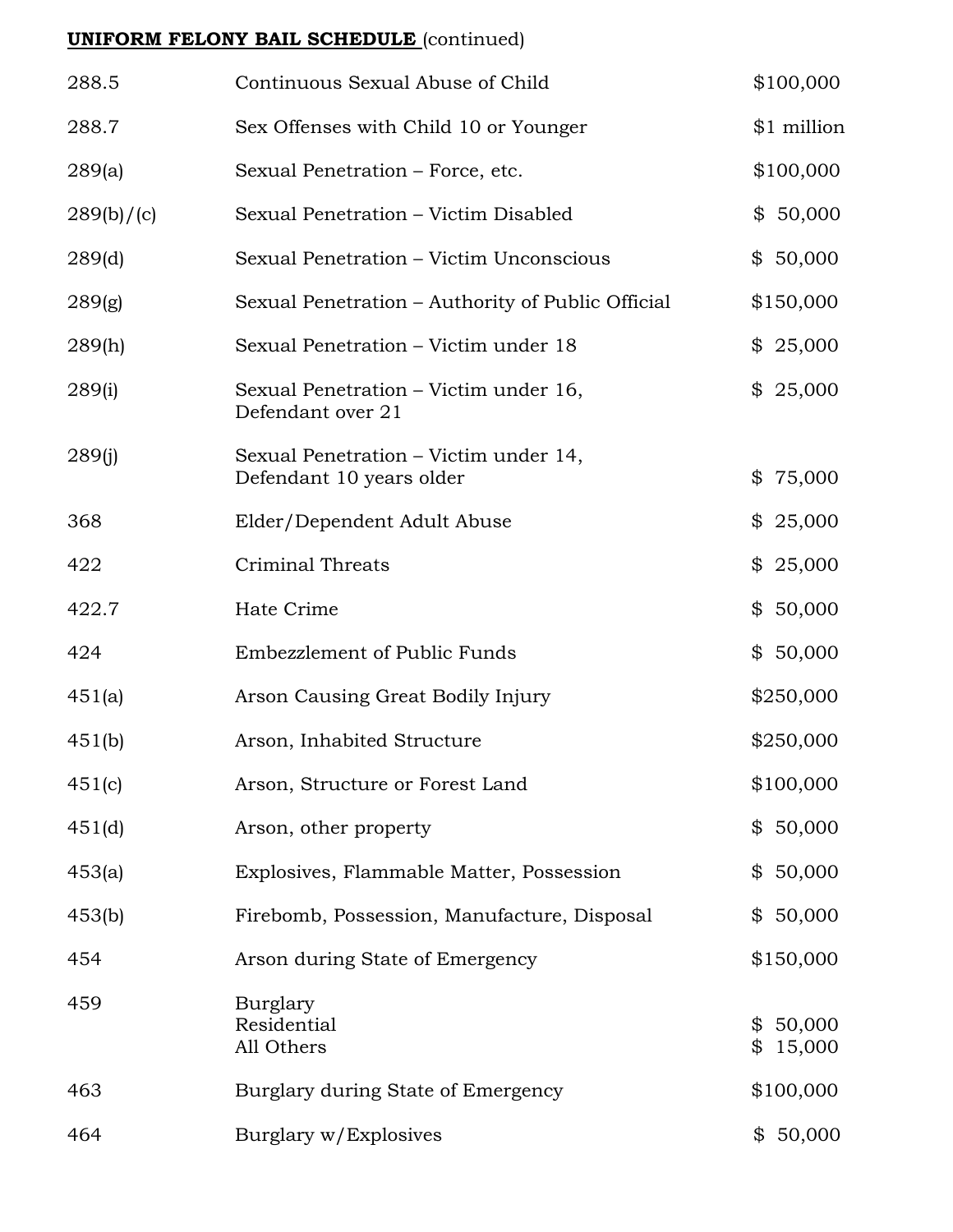**UNIFORM FELONY BAIL SCHEDULE** (continued)

| | | |
|---|---|---|
| 288.5 | Continuous Sexual Abuse of Child | $100,000 |
| 288.7 | Sex Offenses with Child 10 or Younger | $1 million |
| 289(a) | Sexual Penetration – Force, etc. | $100,000 |
| 289(b)/(c) | Sexual Penetration – Victim Disabled | $ 50,000 |
| 289(d) | Sexual Penetration – Victim Unconscious | $ 50,000 |
| 289(g) | Sexual Penetration – Authority of Public Official | $150,000 |
| 289(h) | Sexual Penetration – Victim under 18 | $ 25,000 |
| 289(i) | Sexual Penetration – Victim under 16, Defendant over 21 | $ 25,000 |
| 289(j) | Sexual Penetration – Victim under 14, Defendant 10 years older | $ 75,000 |
| 368 | Elder/Dependent Adult Abuse | $ 25,000 |
| 422 | Criminal Threats | $ 25,000 |
| 422.7 | Hate Crime | $ 50,000 |
| 424 | Embezzlement of Public Funds | $ 50,000 |
| 451(a) | Arson Causing Great Bodily Injury | $250,000 |
| 451(b) | Arson, Inhabited Structure | $250,000 |
| 451(c) | Arson, Structure or Forest Land | $100,000 |
| 451(d) | Arson, other property | $ 50,000 |
| 453(a) | Explosives, Flammable Matter, Possession | $ 50,000 |
| 453(b) | Firebomb, Possession, Manufacture, Disposal | $ 50,000 |
| 454 | Arson during State of Emergency | $150,000 |
| 459 | Burglary | |
| | Residential | $ 50,000 |
| | All Others | $ 15,000 |
| 463 | Burglary during State of Emergency | $100,000 |
| 464 | Burglary w/Explosives | $ 50,000 |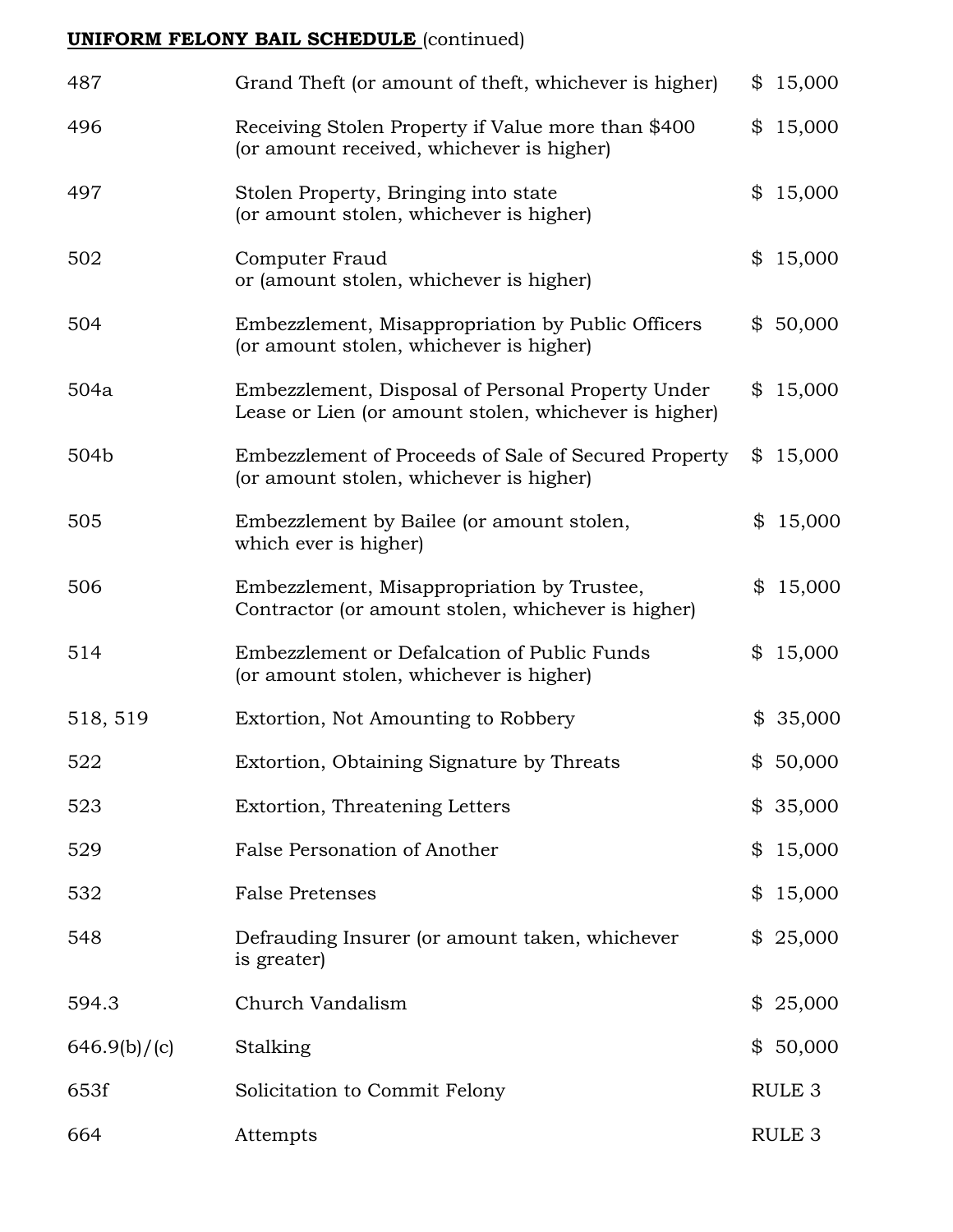**UNIFORM FELONY BAIL SCHEDULE** (continued)

| | | |
|---|---|---|
| 487 | Grand Theft (or amount of theft, whichever is higher) | $ 15,000 |
| 496 | Receiving Stolen Property if Value more than $400 (or amount received, whichever is higher) | $ 15,000 |
| 497 | Stolen Property, Bringing into state (or amount stolen, whichever is higher) | $ 15,000 |
| 502 | Computer Fraud or (amount stolen, whichever is higher) | $ 15,000 |
| 504 | Embezzlement, Misappropriation by Public Officers (or amount stolen, whichever is higher) | $ 50,000 |
| 504a | Embezzlement, Disposal of Personal Property Under Lease or Lien (or amount stolen, whichever is higher) | $ 15,000 |
| 504b | Embezzlement of Proceeds of Sale of Secured Property (or amount stolen, whichever is higher) | $ 15,000 |
| 505 | Embezzlement by Bailee (or amount stolen, which ever is higher) | $ 15,000 |
| 506 | Embezzlement, Misappropriation by Trustee, Contractor (or amount stolen, whichever is higher) | $ 15,000 |
| 514 | Embezzlement or Defalcation of Public Funds (or amount stolen, whichever is higher) | $ 15,000 |
| 518, 519 | Extortion, Not Amounting to Robbery | $ 35,000 |
| 522 | Extortion, Obtaining Signature by Threats | $ 50,000 |
| 523 | Extortion, Threatening Letters | $ 35,000 |
| 529 | False Personation of Another | $ 15,000 |
| 532 | False Pretenses | $ 15,000 |
| 548 | Defrauding Insurer (or amount taken, whichever is greater) | $ 25,000 |
| 594.3 | Church Vandalism | $ 25,000 |
| 646.9(b)/(c) | Stalking | $ 50,000 |
| 653f | Solicitation to Commit Felony | RULE 3 |
| 664 | Attempts | RULE 3 |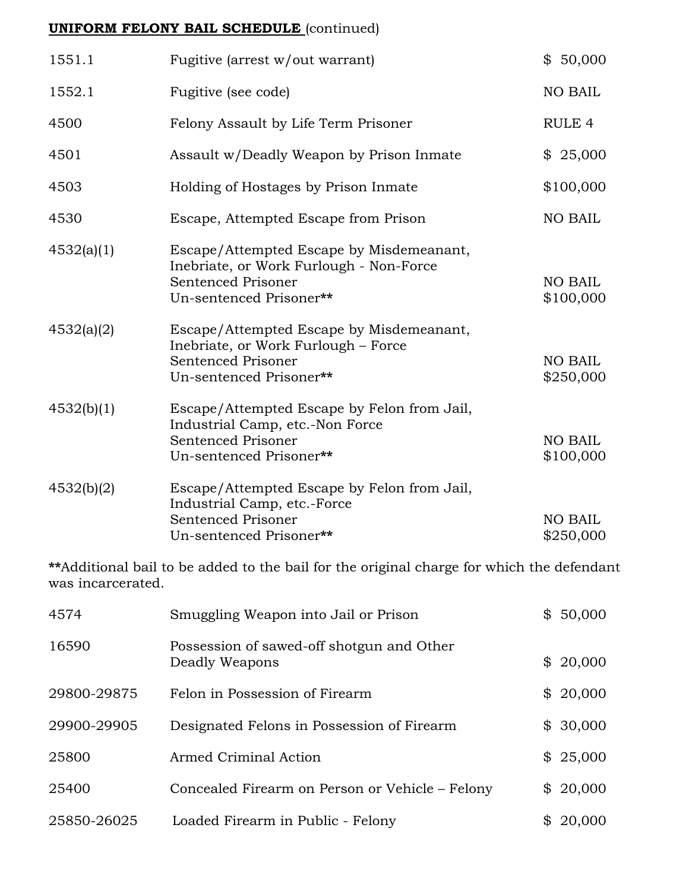**UNIFORM FELONY BAIL SCHEDULE** (continued)

| | | |
|---|---|---|
| 1551.1 | Fugitive (arrest w/out warrant) | $ 50,000 |
| 1552.1 | Fugitive (see code) | NO BAIL |
| 4500 | Felony Assault by Life Term Prisoner | RULE 4 |
| 4501 | Assault w/Deadly Weapon by Prison Inmate | $ 25,000 |
| 4503 | Holding of Hostages by Prison Inmate | $100,000 |
| 4530 | Escape, Attempted Escape from Prison | NO BAIL |
| 4532(a)(1) | Escape/Attempted Escape by Misdemeanant, Inebriate, or Work Furlough - Non-Force | |
| | Sentenced Prisoner | NO BAIL |
| | Un-sentenced Prisoner** | $100,000 |
| 4532(a)(2) | Escape/Attempted Escape by Misdemeanant, Inebriate, or Work Furlough – Force | |
| | Sentenced Prisoner | NO BAIL |
| | Un-sentenced Prisoner** | $250,000 |
| 4532(b)(1) | Escape/Attempted Escape by Felon from Jail, Industrial Camp, etc.-Non Force | |
| | Sentenced Prisoner | NO BAIL |
| | Un-sentenced Prisoner** | $100,000 |
| 4532(b)(2) | Escape/Attempted Escape by Felon from Jail, Industrial Camp, etc.-Force | |
| | Sentenced Prisoner | NO BAIL |
| | Un-sentenced Prisoner** | $250,000 |

**Additional bail to be added to the bail for the original charge for which the defendant was incarcerated.

| | | |
|---|---|---|
| 4574 | Smuggling Weapon into Jail or Prison | $ 50,000 |
| 16590 | Possession of sawed-off shotgun and Other Deadly Weapons | $ 20,000 |
| 29800-29875 | Felon in Possession of Firearm | $ 20,000 |
| 29900-29905 | Designated Felons in Possession of Firearm | $ 30,000 |
| 25800 | Armed Criminal Action | $ 25,000 |
| 25400 | Concealed Firearm on Person or Vehicle – Felony | $ 20,000 |
| 25850-26025 | Loaded Firearm in Public - Felony | $ 20,000 |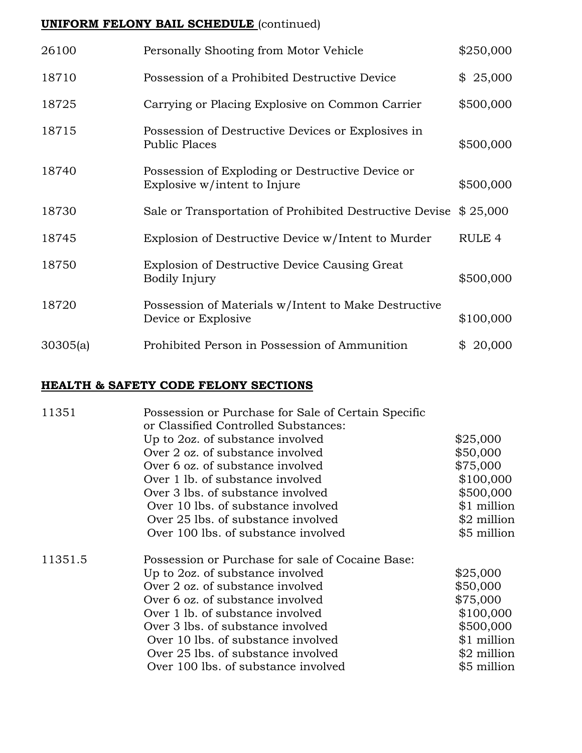**UNIFORM FELONY BAIL SCHEDULE** (continued)

| | | |
|---|---|---|
| 26100 | Personally Shooting from Motor Vehicle | $250,000 |
| 18710 | Possession of a Prohibited Destructive Device | $ 25,000 |
| 18725 | Carrying or Placing Explosive on Common Carrier | $500,000 |
| 18715 | Possession of Destructive Devices or Explosives in Public Places | $500,000 |
| 18740 | Possession of Exploding or Destructive Device or Explosive w/intent to Injure | $500,000 |
| 18730 | Sale or Transportation of Prohibited Destructive Devise | $ 25,000 |
| 18745 | Explosion of Destructive Device w/Intent to Murder | RULE 4 |
| 18750 | Explosion of Destructive Device Causing Great Bodily Injury | $500,000 |
| 18720 | Possession of Materials w/Intent to Make Destructive Device or Explosive | $100,000 |
| 30305(a) | Prohibited Person in Possession of Ammunition | $ 20,000 |

**HEALTH & SAFETY CODE FELONY SECTIONS**

| | | |
|---|---|---|
| 11351 | Possession or Purchase for Sale of Certain Specific or Classified Controlled Substances: | |
| | Up to 2oz. of substance involved | $25,000 |
| | Over 2 oz. of substance involved | $50,000 |
| | Over 6 oz. of substance involved | $75,000 |
| | Over 1 lb. of substance involved | $100,000 |
| | Over 3 lbs. of substance involved | $500,000 |
| | Over 10 lbs. of substance involved | $1 million |
| | Over 25 lbs. of substance involved | $2 million |
| | Over 100 lbs. of substance involved | $5 million |
| 11351.5 | Possession or Purchase for sale of Cocaine Base: | |
| | Up to 2oz. of substance involved | $25,000 |
| | Over 2 oz. of substance involved | $50,000 |
| | Over 6 oz. of substance involved | $75,000 |
| | Over 1 lb. of substance involved | $100,000 |
| | Over 3 lbs. of substance involved | $500,000 |
| | Over 10 lbs. of substance involved | $1 million |
| | Over 25 lbs. of substance involved | $2 million |
| | Over 100 lbs. of substance involved | $5 million |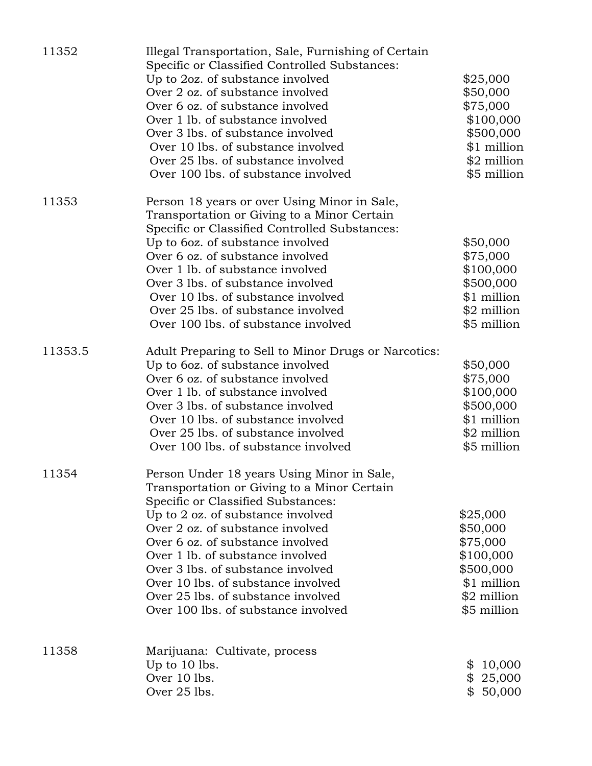| | | |
|---|---|---|
| 11352 | Illegal Transportation, Sale, Furnishing of Certain Specific or Classified Controlled Substances: | |
| | Up to 2oz. of substance involved | $25,000 |
| | Over 2 oz. of substance involved | $50,000 |
| | Over 6 oz. of substance involved | $75,000 |
| | Over 1 lb. of substance involved | $100,000 |
| | Over 3 lbs. of substance involved | $500,000 |
| | Over 10 lbs. of substance involved | $1 million |
| | Over 25 lbs. of substance involved | $2 million |
| | Over 100 lbs. of substance involved | $5 million |
| 11353 | Person 18 years or over Using Minor in Sale, Transportation or Giving to a Minor Certain Specific or Classified Controlled Substances: | |
| | Up to 6oz. of substance involved | $50,000 |
| | Over 6 oz. of substance involved | $75,000 |
| | Over 1 lb. of substance involved | $100,000 |
| | Over 3 lbs. of substance involved | $500,000 |
| | Over 10 lbs. of substance involved | $1 million |
| | Over 25 lbs. of substance involved | $2 million |
| | Over 100 lbs. of substance involved | $5 million |
| 11353.5 | Adult Preparing to Sell to Minor Drugs or Narcotics: | |
| | Up to 6oz. of substance involved | $50,000 |
| | Over 6 oz. of substance involved | $75,000 |
| | Over 1 lb. of substance involved | $100,000 |
| | Over 3 lbs. of substance involved | $500,000 |
| | Over 10 lbs. of substance involved | $1 million |
| | Over 25 lbs. of substance involved | $2 million |
| | Over 100 lbs. of substance involved | $5 million |
| 11354 | Person Under 18 years Using Minor in Sale, Transportation or Giving to a Minor Certain Specific or Classified Substances: | |
| | Up to 2 oz. of substance involved | $25,000 |
| | Over 2 oz. of substance involved | $50,000 |
| | Over 6 oz. of substance involved | $75,000 |
| | Over 1 lb. of substance involved | $100,000 |
| | Over 3 lbs. of substance involved | $500,000 |
| | Over 10 lbs. of substance involved | $1 million |
| | Over 25 lbs. of substance involved | $2 million |
| | Over 100 lbs. of substance involved | $5 million |
| 11358 | Marijuana: Cultivate, process | |
| | Up to 10 lbs. | $ 10,000 |
| | Over 10 lbs. | $ 25,000 |
| | Over 25 lbs. | $ 50,000 |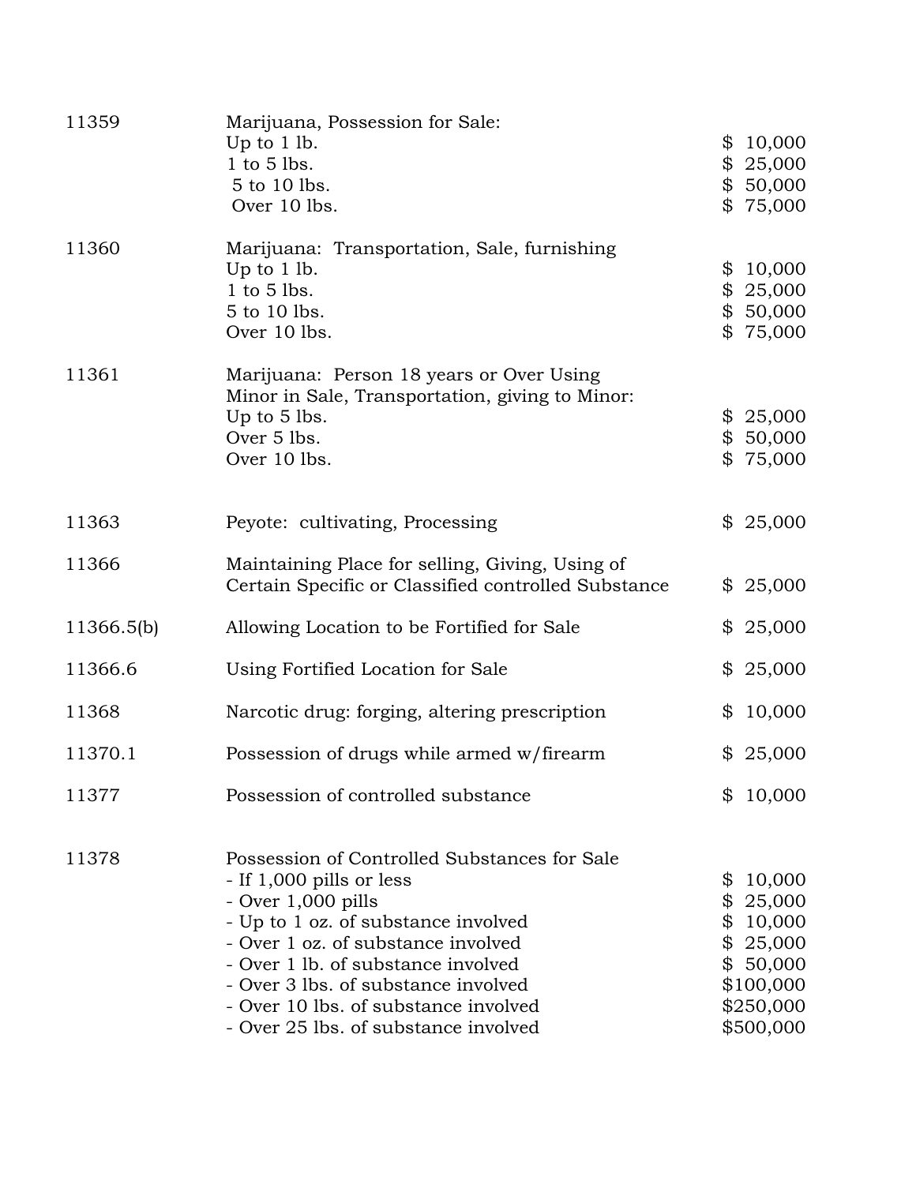| | | |
|---|---|---|
| 11359 | Marijuana, Possession for Sale: | |
| | Up to 1 lb. | $ 10,000 |
| | 1 to 5 lbs. | $ 25,000 |
| | 5 to 10 lbs. | $ 50,000 |
| | Over 10 lbs. | $ 75,000 |
| 11360 | Marijuana: Transportation, Sale, furnishing | |
| | Up to 1 lb. | $ 10,000 |
| | 1 to 5 lbs. | $ 25,000 |
| | 5 to 10 lbs. | $ 50,000 |
| | Over 10 lbs. | $ 75,000 |
| 11361 | Marijuana: Person 18 years or Over Using Minor in Sale, Transportation, giving to Minor: | |
| | Up to 5 lbs. | $ 25,000 |
| | Over 5 lbs. | $ 50,000 |
| | Over 10 lbs. | $ 75,000 |
| 11363 | Peyote: cultivating, Processing | $ 25,000 |
| 11366 | Maintaining Place for selling, Giving, Using of Certain Specific or Classified controlled Substance | $ 25,000 |
| 11366.5(b) | Allowing Location to be Fortified for Sale | $ 25,000 |
| 11366.6 | Using Fortified Location for Sale | $ 25,000 |
| 11368 | Narcotic drug: forging, altering prescription | $ 10,000 |
| 11370.1 | Possession of drugs while armed w/firearm | $ 25,000 |
| 11377 | Possession of controlled substance | $ 10,000 |
| 11378 | Possession of Controlled Substances for Sale | |
| | - If 1,000 pills or less | $ 10,000 |
| | - Over 1,000 pills | $ 25,000 |
| | - Up to 1 oz. of substance involved | $ 10,000 |
| | - Over 1 oz. of substance involved | $ 25,000 |
| | - Over 1 lb. of substance involved | $ 50,000 |
| | - Over 3 lbs. of substance involved | $100,000 |
| | - Over 10 lbs. of substance involved | $250,000 |
| | - Over 25 lbs. of substance involved | $500,000 |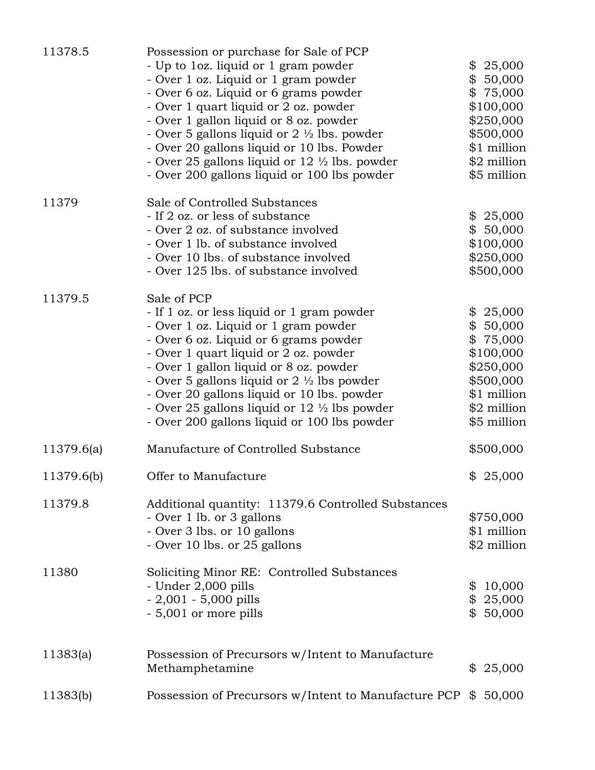| | | |
|---|---|---|
| 11378.5 | Possession or purchase for Sale of PCP | |
| | - Up to 1oz. liquid or 1 gram powder | $ 25,000 |
| | - Over 1 oz. Liquid or 1 gram powder | $ 50,000 |
| | - Over 6 oz. Liquid or 6 grams powder | $ 75,000 |
| | - Over 1 quart liquid or 2 oz. powder | $100,000 |
| | - Over 1 gallon liquid or 8 oz. powder | $250,000 |
| | - Over 5 gallons liquid or 2 ½ lbs. powder | $500,000 |
| | - Over 20 gallons liquid or 10 lbs. Powder | $1 million |
| | - Over 25 gallons liquid or 12 ½ lbs. powder | $2 million |
| | - Over 200 gallons liquid or 100 lbs powder | $5 million |
| 11379 | Sale of Controlled Substances | |
| | - If 2 oz. or less of substance | $ 25,000 |
| | - Over 2 oz. of substance involved | $ 50,000 |
| | - Over 1 lb. of substance involved | $100,000 |
| | - Over 10 lbs. of substance involved | $250,000 |
| | - Over 125 lbs. of substance involved | $500,000 |
| 11379.5 | Sale of PCP | |
| | - If 1 oz. or less liquid or 1 gram powder | $ 25,000 |
| | - Over 1 oz. Liquid or 1 gram powder | $ 50,000 |
| | - Over 6 oz. Liquid or 6 grams powder | $ 75,000 |
| | - Over 1 quart liquid or 2 oz. powder | $100,000 |
| | - Over 1 gallon liquid or 8 oz. powder | $250,000 |
| | - Over 5 gallons liquid or 2 ½ lbs powder | $500,000 |
| | - Over 20 gallons liquid or 10 lbs. powder | $1 million |
| | - Over 25 gallons liquid or 12 ½ lbs powder | $2 million |
| | - Over 200 gallons liquid or 100 lbs powder | $5 million |
| 11379.6(a) | Manufacture of Controlled Substance | $500,000 |
| 11379.6(b) | Offer to Manufacture | $ 25,000 |
| 11379.8 | Additional quantity: 11379.6 Controlled Substances | |
| | - Over 1 lb. or 3 gallons | $750,000 |
| | - Over 3 lbs. or 10 gallons | $1 million |
| | - Over 10 lbs. or 25 gallons | $2 million |
| 11380 | Soliciting Minor RE: Controlled Substances | |
| | - Under 2,000 pills | $ 10,000 |
| | - 2,001 - 5,000 pills | $ 25,000 |
| | - 5,001 or more pills | $ 50,000 |
| 11383(a) | Possession of Precursors w/Intent to Manufacture Methamphetamine | $ 25,000 |
| 11383(b) | Possession of Precursors w/Intent to Manufacture PCP | $ 50,000 |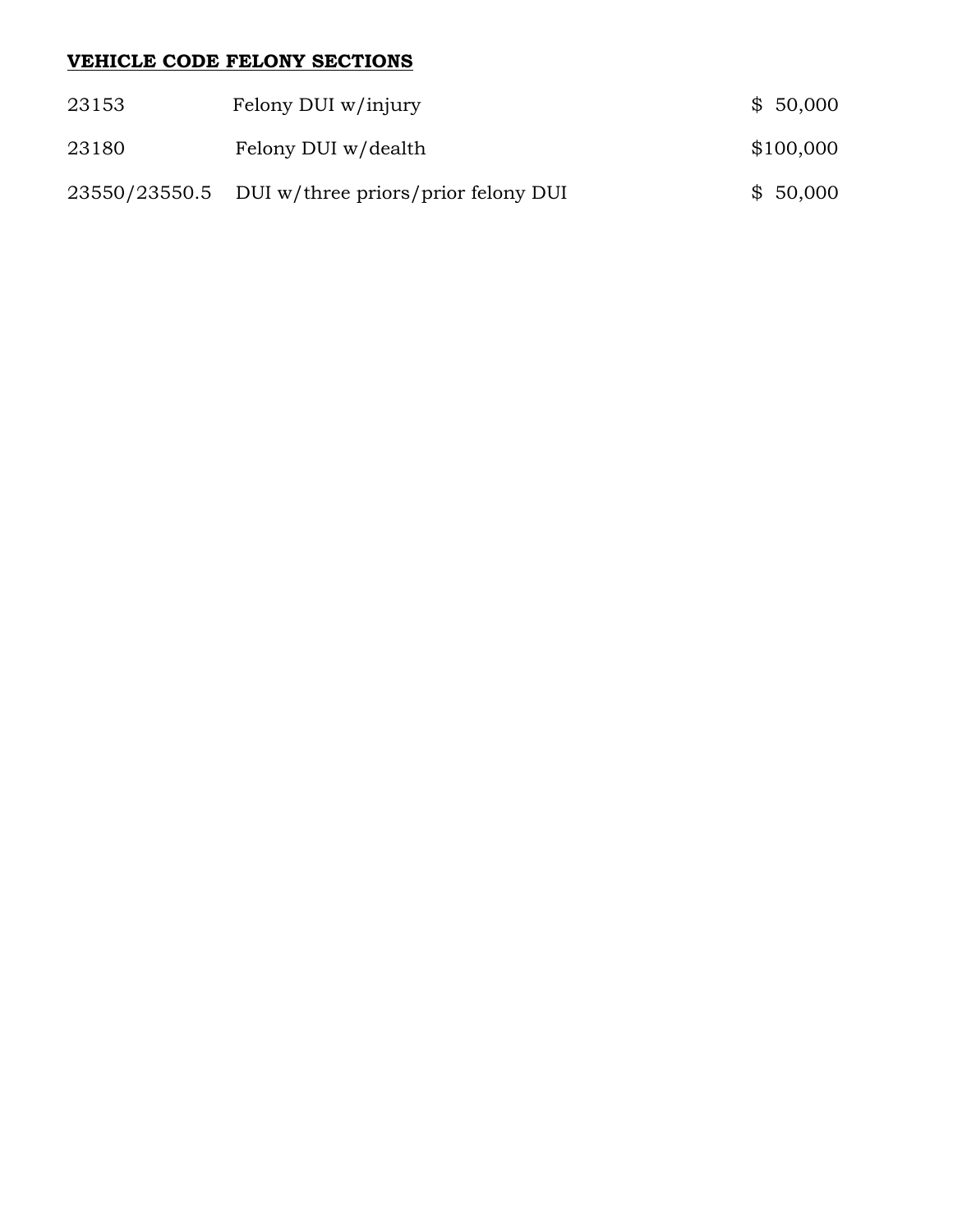**VEHICLE CODE FELONY SECTIONS**

| | | |
|---|---|---|
| 23153 | Felony DUI w/injury | $ 50,000 |
| 23180 | Felony DUI w/dealth | $100,000 |
| 23550/23550.5 | DUI w/three priors/prior felony DUI | $ 50,000 |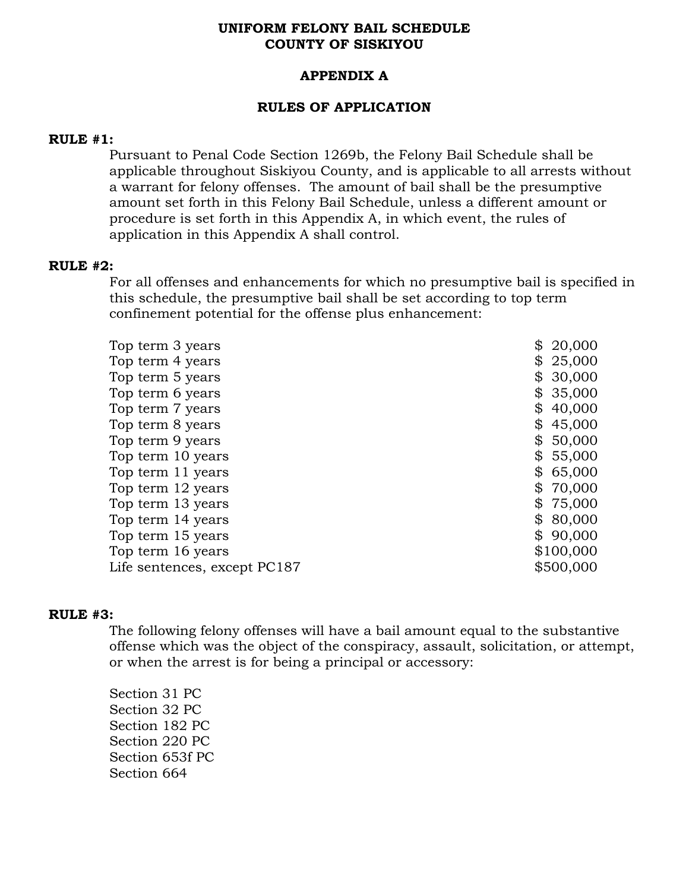# UNIFORM FELONY BAIL SCHEDULE
# COUNTY OF SISKIYOU

## APPENDIX A

## RULES OF APPLICATION

**RULE #1:**

Pursuant to Penal Code Section 1269b, the Felony Bail Schedule shall be applicable throughout Siskiyou County, and is applicable to all arrests without a warrant for felony offenses. The amount of bail shall be the presumptive amount set forth in this Felony Bail Schedule, unless a different amount or procedure is set forth in this Appendix A, in which event, the rules of application in this Appendix A shall control.

**RULE #2:**

For all offenses and enhancements for which no presumptive bail is specified in this schedule, the presumptive bail shall be set according to top term confinement potential for the offense plus enhancement:

| | |
|---|---|
| Top term 3 years | $ 20,000 |
| Top term 4 years | $ 25,000 |
| Top term 5 years | $ 30,000 |
| Top term 6 years | $ 35,000 |
| Top term 7 years | $ 40,000 |
| Top term 8 years | $ 45,000 |
| Top term 9 years | $ 50,000 |
| Top term 10 years | $ 55,000 |
| Top term 11 years | $ 65,000 |
| Top term 12 years | $ 70,000 |
| Top term 13 years | $ 75,000 |
| Top term 14 years | $ 80,000 |
| Top term 15 years | $ 90,000 |
| Top term 16 years | $100,000 |
| Life sentences, except PC187 | $500,000 |

**RULE #3:**

The following felony offenses will have a bail amount equal to the substantive offense which was the object of the conspiracy, assault, solicitation, or attempt, or when the arrest is for being a principal or accessory:

Section 31 PC
Section 32 PC
Section 182 PC
Section 220 PC
Section 653f PC
Section 664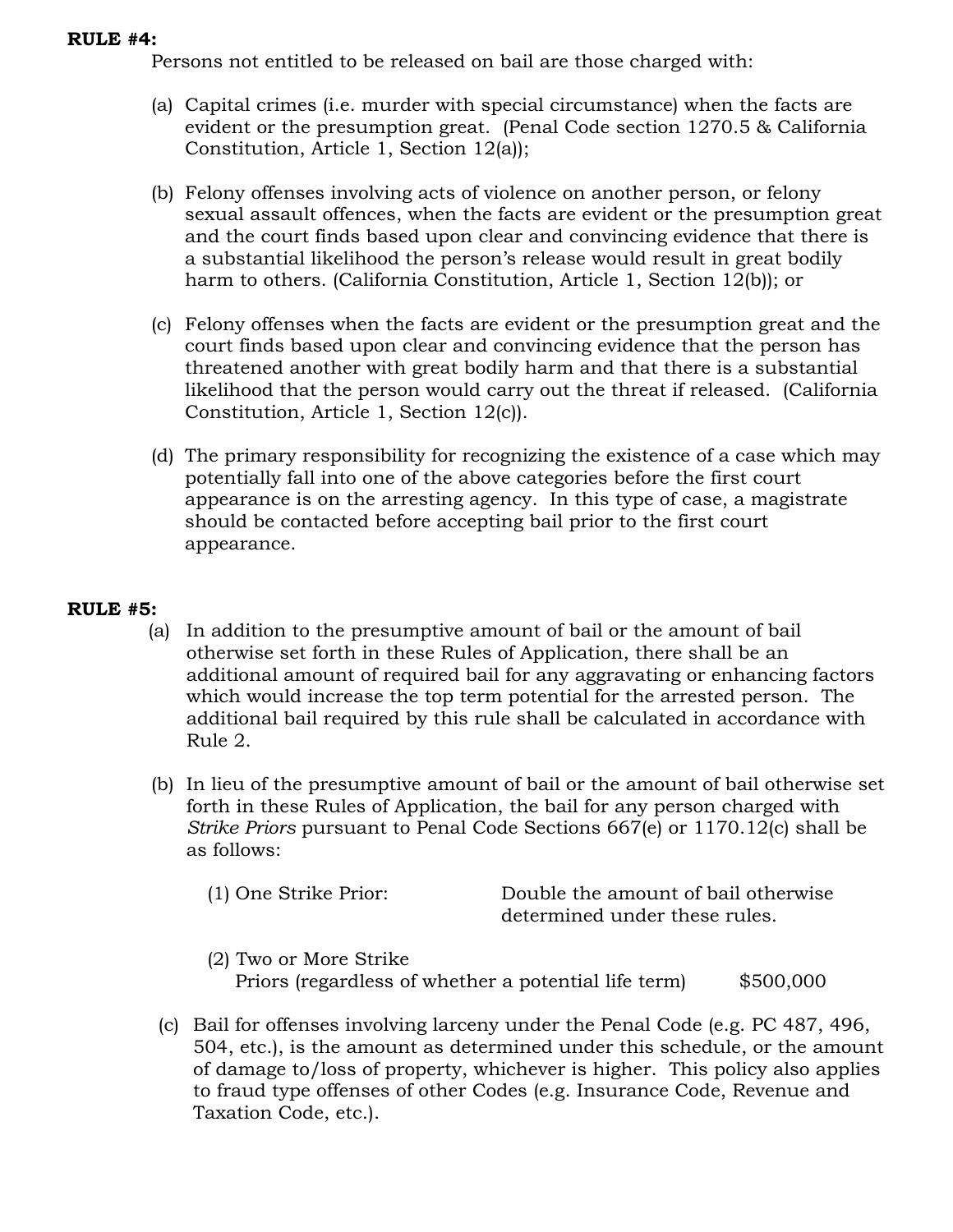**RULE #4:**

Persons not entitled to be released on bail are those charged with:

(a) Capital crimes (i.e. murder with special circumstance) when the facts are evident or the presumption great. (Penal Code section 1270.5 & California Constitution, Article 1, Section 12(a));

(b) Felony offenses involving acts of violence on another person, or felony sexual assault offences, when the facts are evident or the presumption great and the court finds based upon clear and convincing evidence that there is a substantial likelihood the person's release would result in great bodily harm to others. (California Constitution, Article 1, Section 12(b)); or

(c) Felony offenses when the facts are evident or the presumption great and the court finds based upon clear and convincing evidence that the person has threatened another with great bodily harm and that there is a substantial likelihood that the person would carry out the threat if released. (California Constitution, Article 1, Section 12(c)).

(d) The primary responsibility for recognizing the existence of a case which may potentially fall into one of the above categories before the first court appearance is on the arresting agency. In this type of case, a magistrate should be contacted before accepting bail prior to the first court appearance.

**RULE #5:**

(a) In addition to the presumptive amount of bail or the amount of bail otherwise set forth in these Rules of Application, there shall be an additional amount of required bail for any aggravating or enhancing factors which would increase the top term potential for the arrested person. The additional bail required by this rule shall be calculated in accordance with Rule 2.

(b) In lieu of the presumptive amount of bail or the amount of bail otherwise set forth in these Rules of Application, the bail for any person charged with *Strike Priors* pursuant to Penal Code Sections 667(e) or 1170.12(c) shall be as follows:

| | |
|---|---|
| (1) One Strike Prior: | Double the amount of bail otherwise determined under these rules. |
| (2) Two or More Strike Priors (regardless of whether a potential life term) | $500,000 |

(c) Bail for offenses involving larceny under the Penal Code (e.g. PC 487, 496, 504, etc.), is the amount as determined under this schedule, or the amount of damage to/loss of property, whichever is higher. This policy also applies to fraud type offenses of other Codes (e.g. Insurance Code, Revenue and Taxation Code, etc.).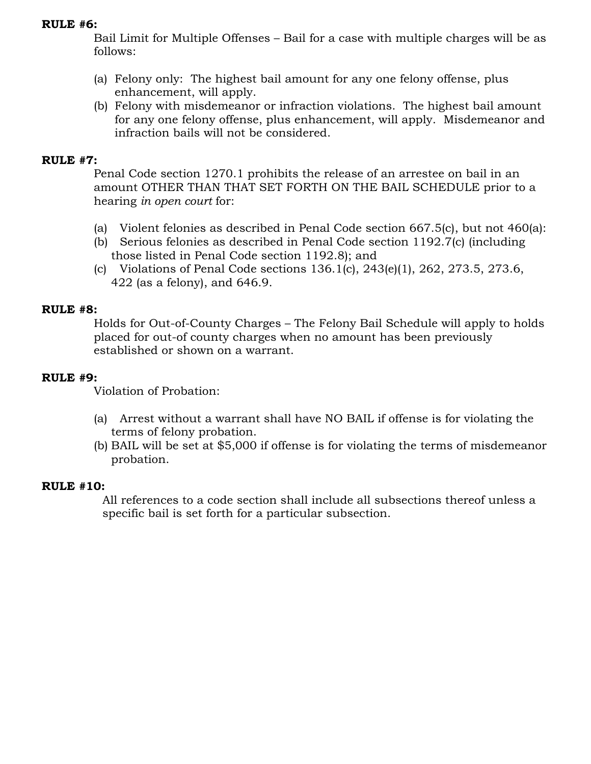**RULE #6:**

Bail Limit for Multiple Offenses – Bail for a case with multiple charges will be as follows:

(a) Felony only: The highest bail amount for any one felony offense, plus enhancement, will apply.
(b) Felony with misdemeanor or infraction violations. The highest bail amount for any one felony offense, plus enhancement, will apply. Misdemeanor and infraction bails will not be considered.

**RULE #7:**

Penal Code section 1270.1 prohibits the release of an arrestee on bail in an amount OTHER THAN THAT SET FORTH ON THE BAIL SCHEDULE prior to a hearing *in open court* for:

(a) Violent felonies as described in Penal Code section 667.5(c), but not 460(a):
(b) Serious felonies as described in Penal Code section 1192.7(c) (including those listed in Penal Code section 1192.8); and
(c) Violations of Penal Code sections 136.1(c), 243(e)(1), 262, 273.5, 273.6, 422 (as a felony), and 646.9.

**RULE #8:**

Holds for Out-of-County Charges – The Felony Bail Schedule will apply to holds placed for out-of county charges when no amount has been previously established or shown on a warrant.

**RULE #9:**

Violation of Probation:

(a) Arrest without a warrant shall have NO BAIL if offense is for violating the terms of felony probation.
(b) BAIL will be set at $5,000 if offense is for violating the terms of misdemeanor probation.

**RULE #10:**

All references to a code section shall include all subsections thereof unless a specific bail is set forth for a particular subsection.